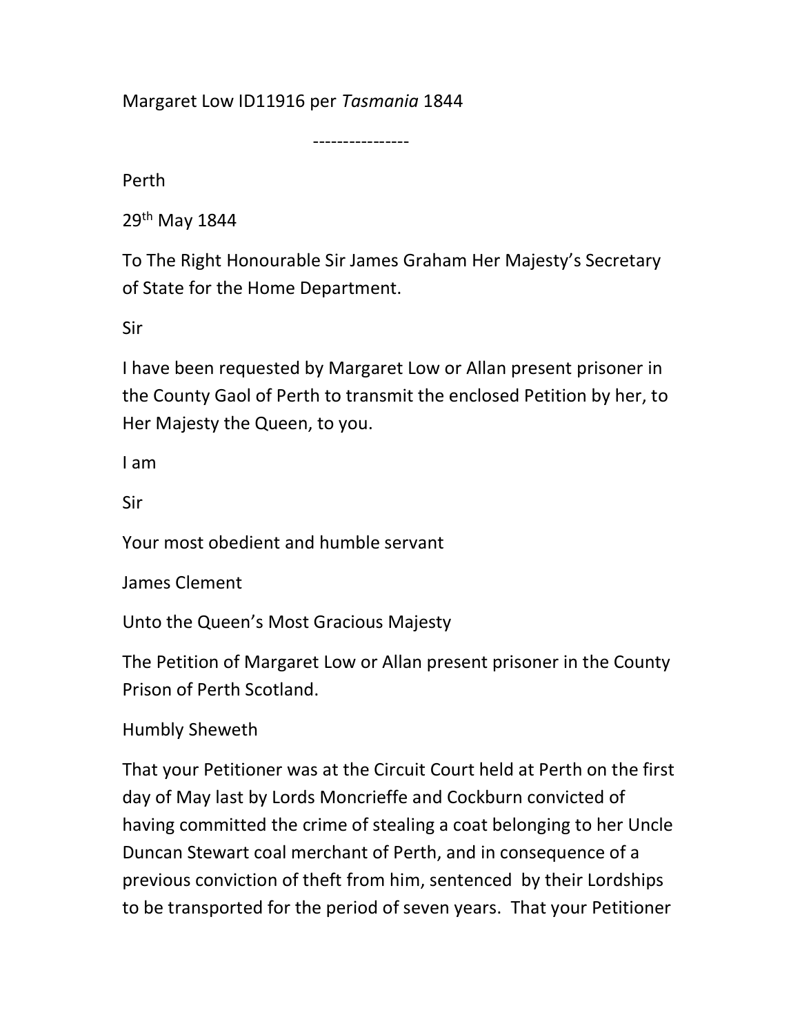Margaret Low ID11916 per *Tasmania* 1844

----------------

Perth

29th May 1844

To The Right Honourable Sir James Graham Her Majesty's Secretary of State for the Home Department.

Sir

I have been requested by Margaret Low or Allan present prisoner in the County Gaol of Perth to transmit the enclosed Petition by her, to Her Majesty the Queen, to you.

I am

Sir

Your most obedient and humble servant

James Clement

Unto the Queen's Most Gracious Majesty

The Petition of Margaret Low or Allan present prisoner in the County Prison of Perth Scotland.

Humbly Sheweth

That your Petitioner was at the Circuit Court held at Perth on the first day of May last by Lords Moncrieffe and Cockburn convicted of having committed the crime of stealing a coat belonging to her Uncle Duncan Stewart coal merchant of Perth, and in consequence of a previous conviction of theft from him, sentenced by their Lordships to be transported for the period of seven years. That your Petitioner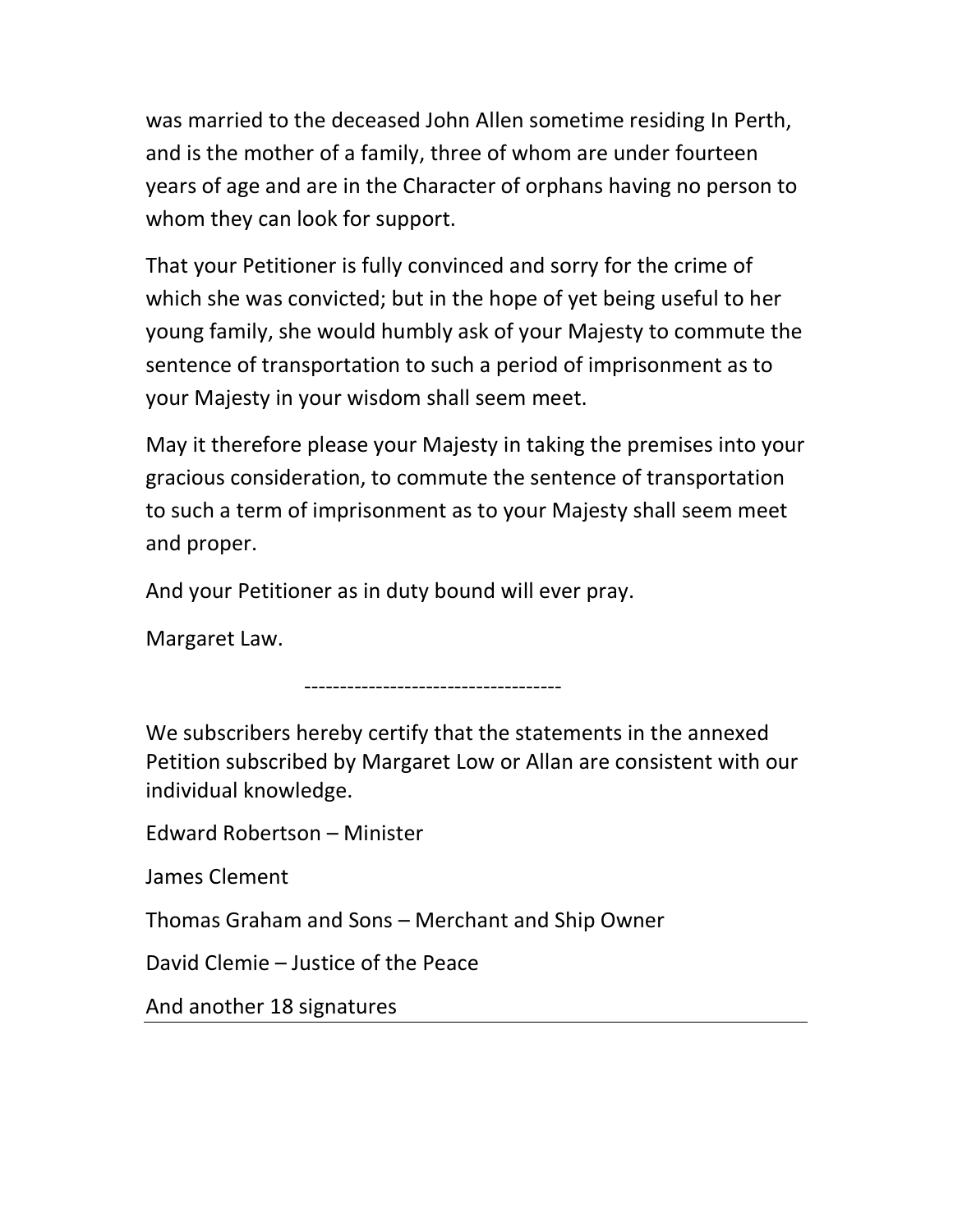was married to the deceased John Allen sometime residing In Perth, and is the mother of a family, three of whom are under fourteen years of age and are in the Character of orphans having no person to whom they can look for support.

That your Petitioner is fully convinced and sorry for the crime of which she was convicted; but in the hope of yet being useful to her young family, she would humbly ask of your Majesty to commute the sentence of transportation to such a period of imprisonment as to your Majesty in your wisdom shall seem meet.

May it therefore please your Majesty in taking the premises into your gracious consideration, to commute the sentence of transportation to such a term of imprisonment as to your Majesty shall seem meet and proper.

And your Petitioner as in duty bound will ever pray.

Margaret Law.

------------------------------------

We subscribers hereby certify that the statements in the annexed Petition subscribed by Margaret Low or Allan are consistent with our individual knowledge.

Edward Robertson – Minister

James Clement

Thomas Graham and Sons – Merchant and Ship Owner

David Clemie – Justice of the Peace

And another 18 signatures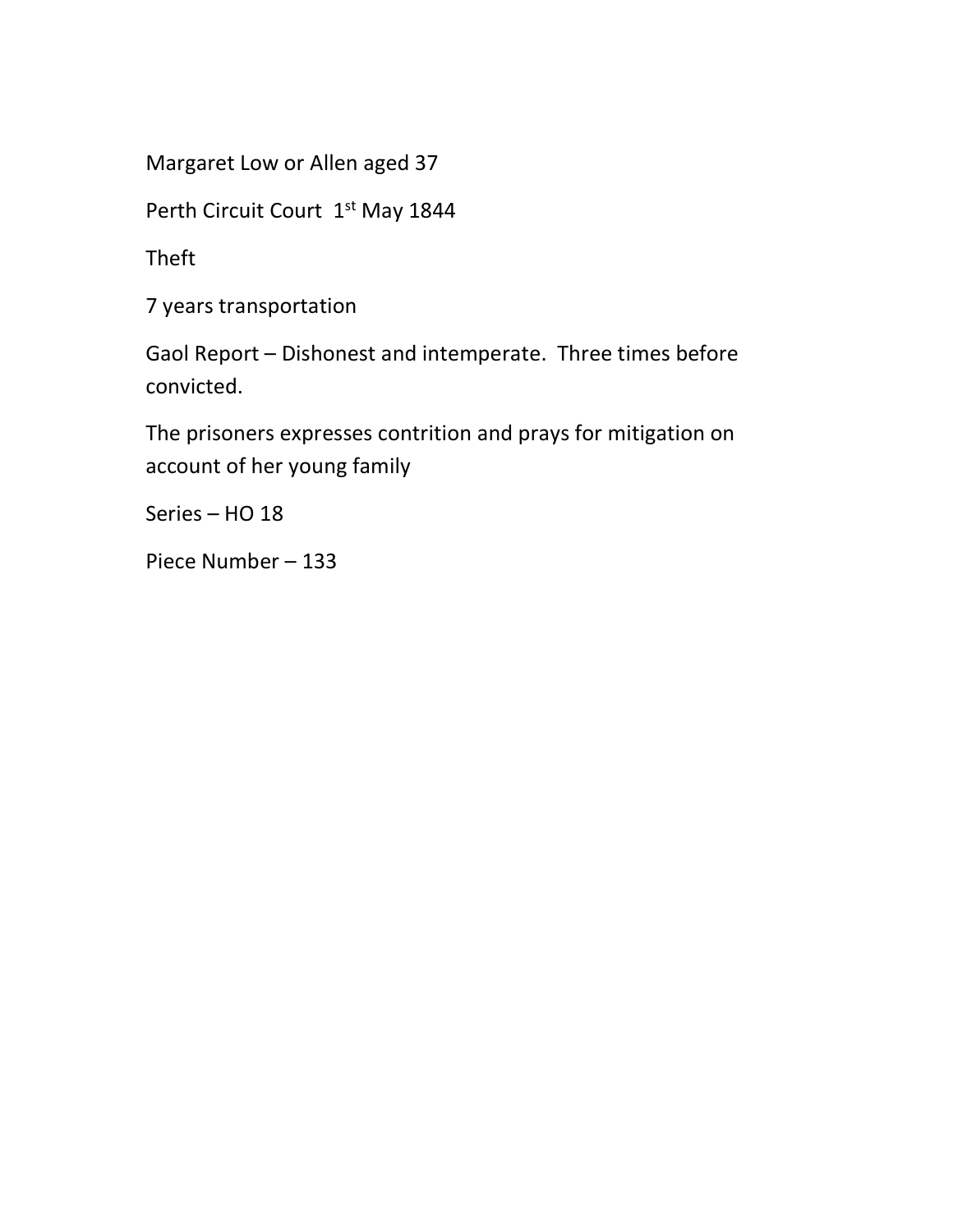Margaret Low or Allen aged 37

Perth Circuit Court 1st May 1844

Theft

7 years transportation

Gaol Report – Dishonest and intemperate. Three times before convicted.

The prisoners expresses contrition and prays for mitigation on account of her young family

Series – HO 18

Piece Number – 133